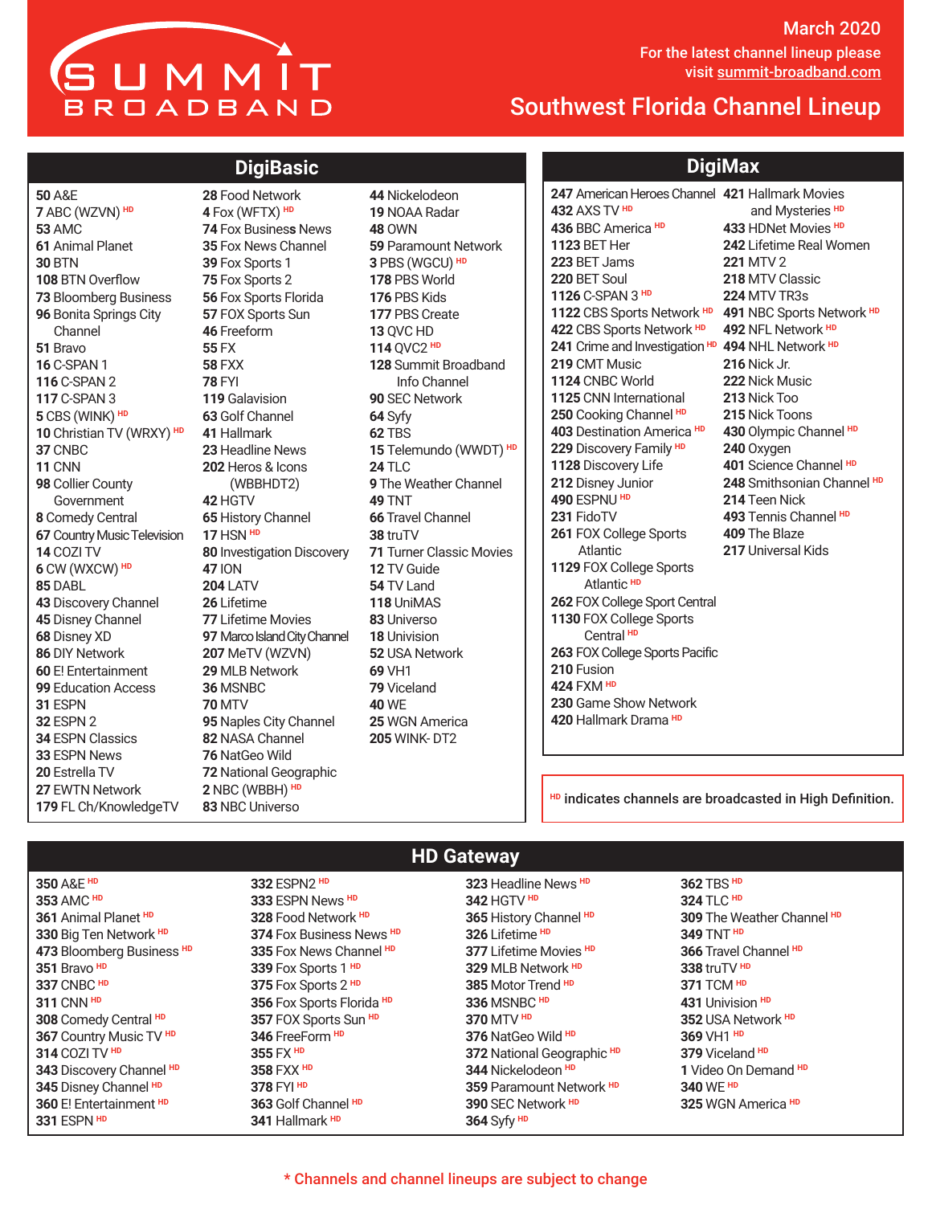# SUMMIT BROADBAND

March 2020

For the latest channel lineup please visit summit-broadband.com

## Southwest Florida Channel Lineup

## DigiBasic

**50** A&E
**7** ABC (WZVN) HD
**53** AMC
**61** Animal Planet
**30** BTN
**108** BTN Overflow
**73** Bloomberg Business
**96** Bonita Springs City Channel
**51** Bravo
**16** C-SPAN 1
**116** C-SPAN 2
**117** C-SPAN 3
**5** CBS (WINK) HD
**10** Christian TV (WRXY) HD
**37** CNBC
**11** CNN
**98** Collier County Government
**8** Comedy Central
**67** Country Music Television
**14** COZI TV
**6** CW (WXCW) HD
**85** DABL
**43** Discovery Channel
**45** Disney Channel
**68** Disney XD
**86** DIY Network
**60** E! Entertainment
**99** Education Access
**31** ESPN
**32** ESPN 2
**34** ESPN Classics
**33** ESPN News
**20** Estrella TV
**27** EWTN Network
**179** FL Ch/KnowledgeTV
**28** Food Network
**4** Fox (WFTX) HD
**74** Fox Business News
**35** Fox News Channel
**39** Fox Sports 1
**75** Fox Sports 2
**56** Fox Sports Florida
**57** FOX Sports Sun
**46** Freeform
**55** FX
**58** FXX
**78** FYI
**119** Galavision
**63** Golf Channel
**41** Hallmark
**23** Headline News
**202** Heros & Icons (WBBHDT2)
**42** HGTV
**65** History Channel
**17** HSN HD
**80** Investigation Discovery
**47** ION
**204** LATV
**26** Lifetime
**77** Lifetime Movies
**97** Marco Island City Channel
**207** MeTV (WZVN)
**29** MLB Network
**36** MSNBC
**70** MTV
**95** Naples City Channel
**82** NASA Channel
**76** NatGeo Wild
**72** National Geographic
**2** NBC (WBBH) HD
**83** NBC Universo
**44** Nickelodeon
**19** NOAA Radar
**48** OWN
**59** Paramount Network
**3** PBS (WGCU) HD
**178** PBS World
**176** PBS Kids
**177** PBS Create
**13** QVC HD
**114** QVC2 HD
**128** Summit Broadband Info Channel
**90** SEC Network
**64** Syfy
**62** TBS
**15** Telemundo (WWDT) HD
**24** TLC
**9** The Weather Channel
**49** TNT
**66** Travel Channel
**38** truTV
**71** Turner Classic Movies
**12** TV Guide
**54** TV Land
**118** UniMAS
**83** Universo
**18** Univision
**52** USA Network
**69** VH1
**79** Viceland
**40** WE
**25** WGN America
**205** WINK- DT2

## DigiMax

**247** American Heroes Channel
**432** AXS TV HD
**436** BBC America HD
**1123** BET Her
**223** BET Jams
**220** BET Soul
**1126** C-SPAN 3 HD
**1122** CBS Sports Network HD
**422** CBS Sports Network HD
**241** Crime and Investigation HD
**219** CMT Music
**1124** CNBC World
**1125** CNN International
**250** Cooking Channel HD
**403** Destination America HD
**229** Discovery Family HD
**1128** Discovery Life
**212** Disney Junior
**490** ESPNU HD
**231** FidoTV
**261** FOX College Sports Atlantic
**1129** FOX College Sports Atlantic HD
**262** FOX College Sport Central
**1130** FOX College Sports Central HD
**263** FOX College Sports Pacific
**210** Fusion
**424** FXM HD
**230** Game Show Network
**420** Hallmark Drama HD
**421** Hallmark Movies and Mysteries HD
**433** HDNet Movies HD
**242** Lifetime Real Women
**221** MTV 2
**218** MTV Classic
**224** MTV TR3s
**491** NBC Sports Network HD
**492** NFL Network HD
**494** NHL Network HD
**216** Nick Jr.
**222** Nick Music
**213** Nick Too
**215** Nick Toons
**430** Olympic Channel HD
**240** Oxygen
**401** Science Channel HD
**248** Smithsonian Channel HD
**214** Teen Nick
**493** Tennis Channel HD
**409** The Blaze
**217** Universal Kids

HD indicates channels are broadcasted in High Definition.

## HD Gateway

**350** A&E HD
**353** AMC HD
**361** Animal Planet HD
**330** Big Ten Network HD
**473** Bloomberg Business HD
**351** Bravo HD
**337** CNBC HD
**311** CNN HD
**308** Comedy Central HD
**367** Country Music TV HD
**314** COZI TV HD
**343** Discovery Channel HD
**345** Disney Channel HD
**360** E! Entertainment HD
**331** ESPN HD
**332** ESPN2 HD
**333** ESPN News HD
**328** Food Network HD
**374** Fox Business News HD
**335** Fox News Channel HD
**339** Fox Sports 1 HD
**375** Fox Sports 2 HD
**356** Fox Sports Florida HD
**357** FOX Sports Sun HD
**346** FreeForm HD
**355** FX HD
**358** FXX HD
**378** FYI HD
**363** Golf Channel HD
**341** Hallmark HD
**323** Headline News HD
**342** HGTV HD
**365** History Channel HD
**326** Lifetime HD
**377** Lifetime Movies HD
**329** MLB Network HD
**385** Motor Trend HD
**336** MSNBC HD
**370** MTV HD
**376** NatGeo Wild HD
**372** National Geographic HD
**344** Nickelodeon HD
**359** Paramount Network HD
**390** SEC Network HD
**364** Syfy HD
**362** TBS HD
**324** TLC HD
**309** The Weather Channel HD
**349** TNT HD
**366** Travel Channel HD
**338** truTV HD
**371** TCM HD
**431** Univision HD
**352** USA Network HD
**369** VH1 HD
**379** Viceland HD
**1** Video On Demand HD
**340** WE HD
**325** WGN America HD

\* Channels and channel lineups are subject to change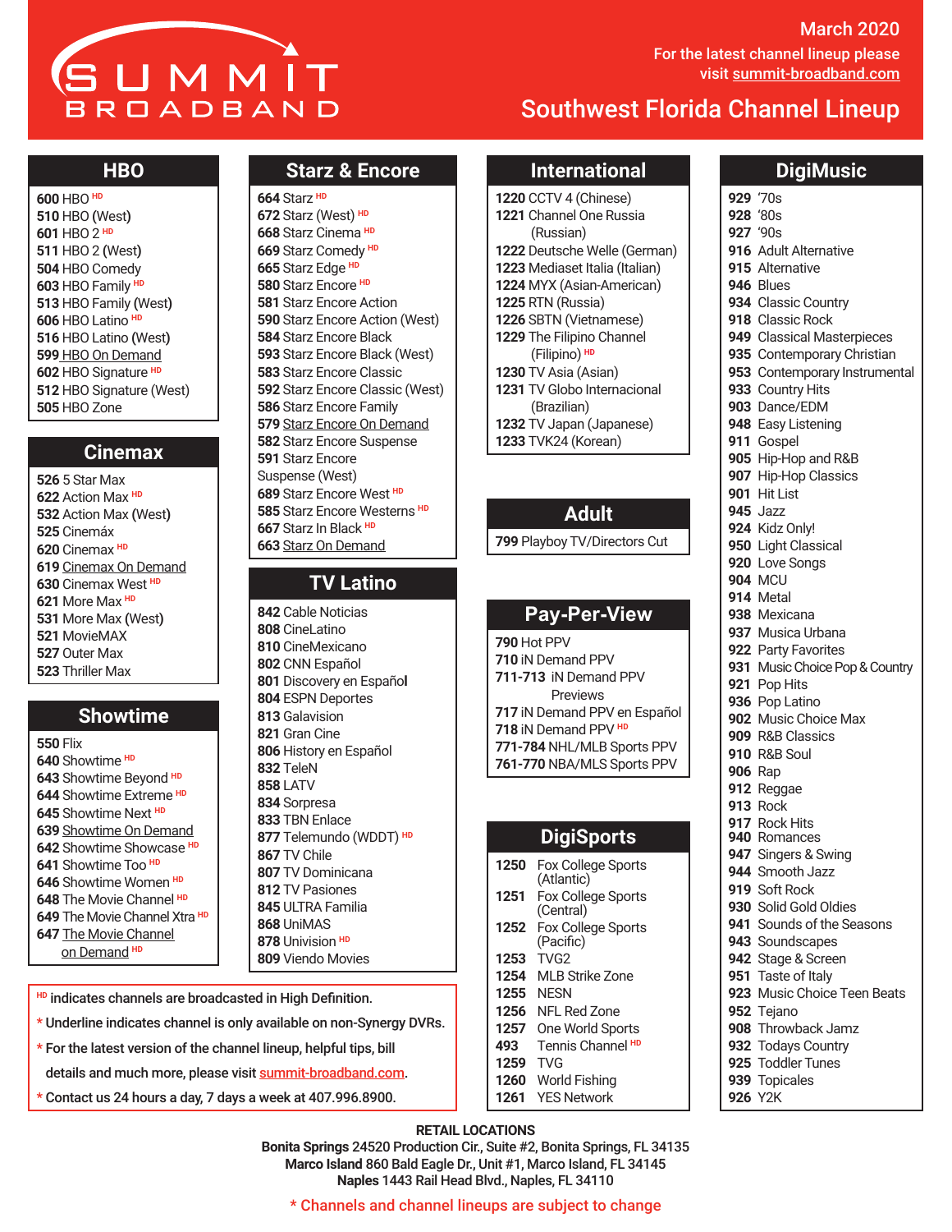SUMMIT BROADBAND

March 2020

For the latest channel lineup please visit summit-broadband.com

# Southwest Florida Channel Lineup

## HBO

**600** HBO HD
**510** HBO (West)
**601** HBO 2 HD
**511** HBO 2 (West)
**504** HBO Comedy
**603** HBO Family HD
**513** HBO Family (West)
**606** HBO Latino HD
**516** HBO Latino (West)
**599** HBO On Demand
**602** HBO Signature HD
**512** HBO Signature (West)
**505** HBO Zone

## Cinemax

**526** 5 Star Max
**622** Action Max HD
**532** Action Max (West)
**525** Cinemáx
**620** Cinemax HD
**619** Cinemax On Demand
**630** Cinemax West HD
**621** More Max HD
**531** More Max (West)
**521** MovieMAX
**527** Outer Max
**523** Thriller Max

## Showtime

**550** Flix
**640** Showtime HD
**643** Showtime Beyond HD
**644** Showtime Extreme HD
**645** Showtime Next HD
**639** Showtime On Demand
**642** Showtime Showcase HD
**641** Showtime Too HD
**646** Showtime Women HD
**648** The Movie Channel HD
**649** The Movie Channel Xtra HD
**647** The Movie Channel on Demand HD

## Starz & Encore

**664** Starz HD
**672** Starz (West) HD
**668** Starz Cinema HD
**669** Starz Comedy HD
**665** Starz Edge HD
**580** Starz Encore HD
**581** Starz Encore Action
**590** Starz Encore Action (West)
**584** Starz Encore Black
**593** Starz Encore Black (West)
**583** Starz Encore Classic
**592** Starz Encore Classic (West)
**586** Starz Encore Family
**579** Starz Encore On Demand
**582** Starz Encore Suspense
**591** Starz Encore Suspense (West)
**689** Starz Encore West HD
**585** Starz Encore Westerns HD
**667** Starz In Black HD
**663** Starz On Demand

## TV Latino

**842** Cable Noticias
**808** CineLatino
**810** CineMexicano
**802** CNN Español
**801** Discovery en Español
**804** ESPN Deportes
**813** Galavision
**821** Gran Cine
**806** History en Español
**832** TeleN
**858** LATV
**834** Sorpresa
**833** TBN Enlace
**877** Telemundo (WDDT) HD
**867** TV Chile
**807** TV Dominicana
**812** TV Pasiones
**845** ULTRA Familia
**868** UniMAS
**878** Univision HD
**809** Viendo Movies

## International

**1220** CCTV 4 (Chinese)
**1221** Channel One Russia (Russian)
**1222** Deutsche Welle (German)
**1223** Mediaset Italia (Italian)
**1224** MYX (Asian-American)
**1225** RTN (Russia)
**1226** SBTN (Vietnamese)
**1229** The Filipino Channel (Filipino) HD
**1230** TV Asia (Asian)
**1231** TV Globo Internacional (Brazilian)
**1232** TV Japan (Japanese)
**1233** TVK24 (Korean)

## Adult

**799** Playboy TV/Directors Cut

## Pay-Per-View

**790** Hot PPV
**710** iN Demand PPV
**711-713** iN Demand PPV Previews
**717** iN Demand PPV en Español
**718** iN Demand PPV HD
**771-784** NHL/MLB Sports PPV
**761-770** NBA/MLS Sports PPV

## DigiSports

**1250** Fox College Sports (Atlantic)
**1251** Fox College Sports (Central)
**1252** Fox College Sports (Pacific)
**1253** TVG2
**1254** MLB Strike Zone
**1255** NESN
**1256** NFL Red Zone
**1257** One World Sports
**493** Tennis Channel HD
**1259** TVG
**1260** World Fishing
**1261** YES Network

## DigiMusic

**929** '70s
**928** '80s
**927** '90s
**916** Adult Alternative
**915** Alternative
**946** Blues
**934** Classic Country
**918** Classic Rock
**949** Classical Masterpieces
**935** Contemporary Christian
**953** Contemporary Instrumental
**933** Country Hits
**903** Dance/EDM
**948** Easy Listening
**911** Gospel
**905** Hip-Hop and R&B
**907** Hip-Hop Classics
**901** Hit List
**945** Jazz
**924** Kidz Only!
**950** Light Classical
**920** Love Songs
**904** MCU
**914** Metal
**938** Mexicana
**937** Musica Urbana
**922** Party Favorites
**931** Music Choice Pop & Country
**921** Pop Hits
**936** Pop Latino
**902** Music Choice Max
**909** R&B Classics
**910** R&B Soul
**906** Rap
**912** Reggae
**913** Rock
**917** Rock Hits
**940** Romances
**947** Singers & Swing
**944** Smooth Jazz
**919** Soft Rock
**930** Solid Gold Oldies
**941** Sounds of the Seasons
**943** Soundscapes
**942** Stage & Screen
**951** Taste of Italy
**923** Music Choice Teen Beats
**952** Tejano
**908** Throwback Jamz
**932** Todays Country
**925** Toddler Tunes
**939** Topicales
**926** Y2K

HD indicates channels are broadcasted in High Definition.
* Underline indicates channel is only available on non-Synergy DVRs.
* For the latest version of the channel lineup, helpful tips, bill details and much more, please visit summit-broadband.com.
* Contact us 24 hours a day, 7 days a week at 407.996.8900.

**RETAIL LOCATIONS**

**Bonita Springs** 24520 Production Cir., Suite #2, Bonita Springs, FL 34135
**Marco Island** 860 Bald Eagle Dr., Unit #1, Marco Island, FL 34145
**Naples** 1443 Rail Head Blvd., Naples, FL 34110

* Channels and channel lineups are subject to change